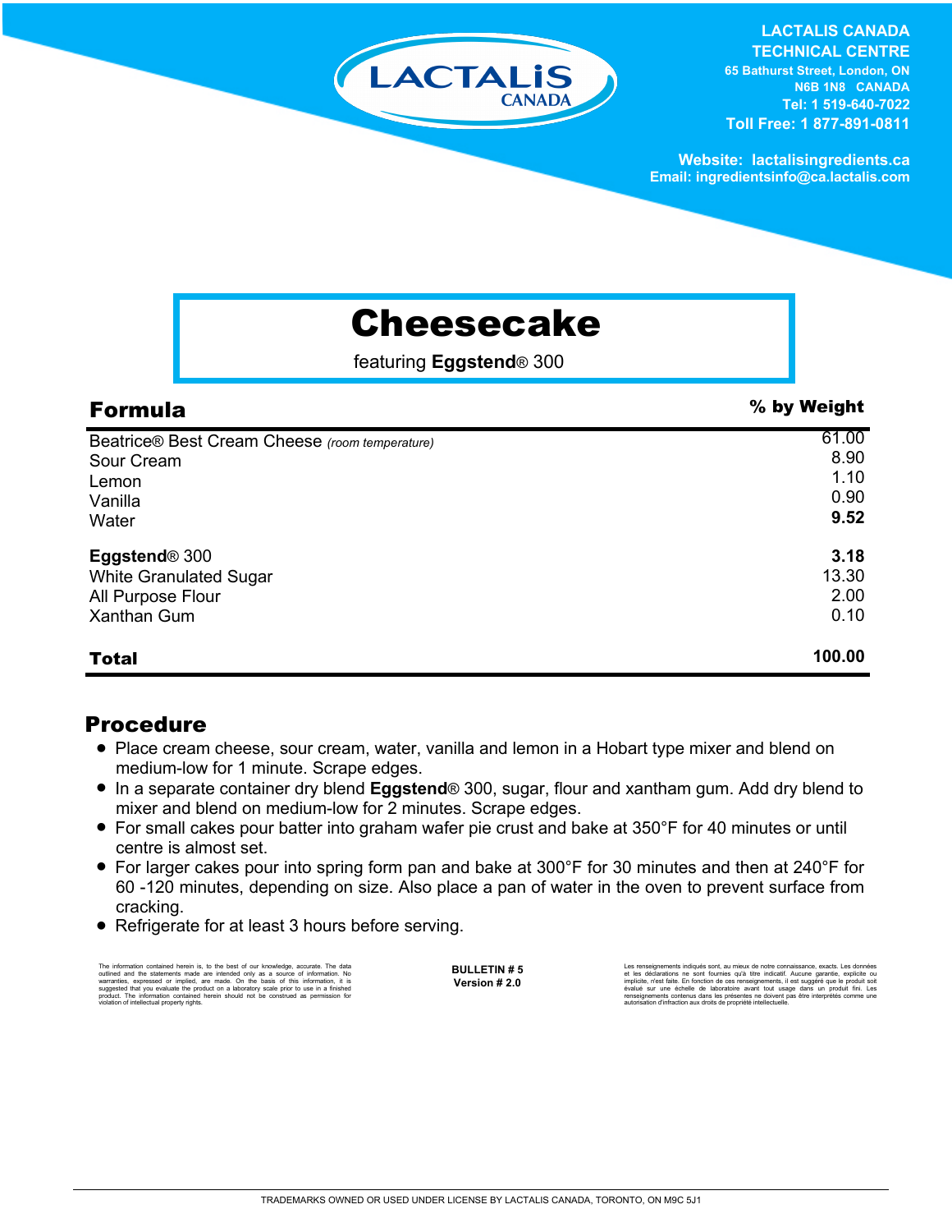LACTALIS CANADA
TECHNICAL CENTRE
65 Bathurst Street, London, ON
N6B 1N8 CANADA
Tel: 1 519-640-7022
Toll Free: 1 877-891-0811

Website: lactalisingredients.ca
Email: ingredientsinfo@ca.lactalis.com

# Cheesecake

featuring **Eggstend**® 300

## Formula

| Formula | % by Weight |
|---|---|
| Beatrice® Best Cream Cheese *(room temperature)* | 61.00 |
| Sour Cream | 8.90 |
| Lemon | 1.10 |
| Vanilla | 0.90 |
| Water | **9.52** |
| **Eggstend**® 300 | **3.18** |
| White Granulated Sugar | 13.30 |
| All Purpose Flour | 2.00 |
| Xanthan Gum | 0.10 |
| **Total** | **100.00** |

## Procedure

- Place cream cheese, sour cream, water, vanilla and lemon in a Hobart type mixer and blend on medium-low for 1 minute. Scrape edges.
- In a separate container dry blend **Eggstend**® 300, sugar, flour and xantham gum. Add dry blend to mixer and blend on medium-low for 2 minutes. Scrape edges.
- For small cakes pour batter into graham wafer pie crust and bake at 350°F for 40 minutes or until centre is almost set.
- For larger cakes pour into spring form pan and bake at 300°F for 30 minutes and then at 240°F for 60 -120 minutes, depending on size. Also place a pan of water in the oven to prevent surface from cracking.
- Refrigerate for at least 3 hours before serving.

The information contained herein is, to the best of our knowledge, accurate. The data outlined and the statements made are intended only as a source of information. No warranties, expressed or implied, are made. On the basis of this information, it is suggested that you evaluate the product on a laboratory scale prior to use in a finished product. The information contained herein should not be construed as permission for violation of intellectual property rights.

**BULLETIN # 5**
**Version # 2.0**

Les renseignements indiqués sont, au mieux de notre connaissance, exacts. Les données et les déclarations ne sont fournies qu'à titre indicatif. Aucune garantie, explicite ou implicite, n'est faite. En fonction de ces renseignements, il est suggéré que le produit soit évalué sur une échelle de laboratoire avant tout usage dans un produit fini. Les renseignements contenus dans les présentes ne doivent pas être interprétés comme une autorisation d'infraction aux droits de propriété intellectuelle.

TRADEMARKS OWNED OR USED UNDER LICENSE BY LACTALIS CANADA, TORONTO, ON M9C 5J1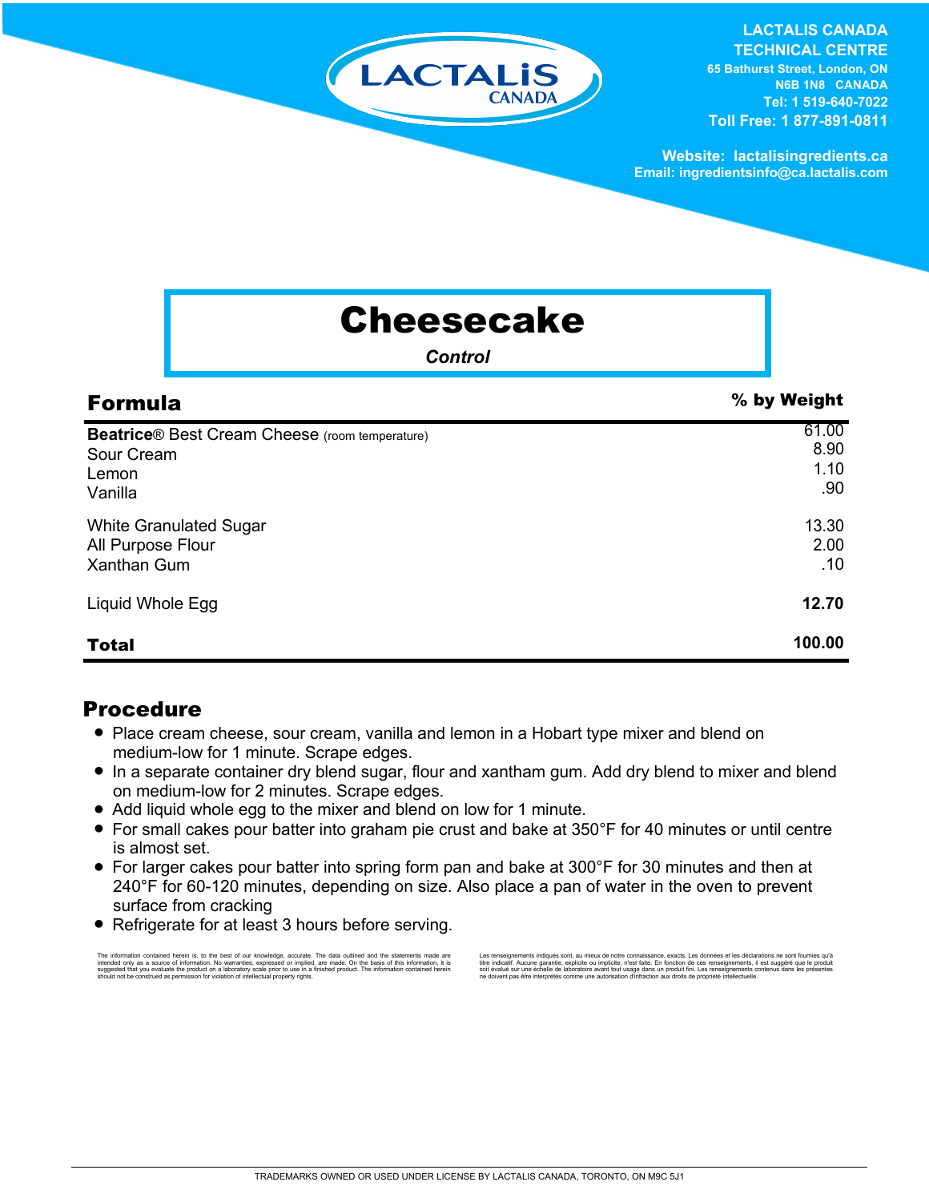**LACTALIS CANADA**
**TECHNICAL CENTRE**
**65 Bathurst Street, London, ON**
**N6B 1N8 CANADA**
**Tel: 1 519-640-7022**
**Toll Free: 1 877-891-0811**

**Website: lactalisingredients.ca**
**Email: ingredientsinfo@ca.lactalis.com**

# Cheesecake

***Control***

| Formula | % by Weight |
|---|---|
| **Beatrice**® Best Cream Cheese (room temperature) | 61.00 |
| Sour Cream | 8.90 |
| Lemon | 1.10 |
| Vanilla | .90 |
| White Granulated Sugar | 13.30 |
| All Purpose Flour | 2.00 |
| Xanthan Gum | .10 |
| Liquid Whole Egg | **12.70** |
| **Total** | **100.00** |

## Procedure

- Place cream cheese, sour cream, vanilla and lemon in a Hobart type mixer and blend on medium-low for 1 minute. Scrape edges.
- In a separate container dry blend sugar, flour and xantham gum. Add dry blend to mixer and blend on medium-low for 2 minutes. Scrape edges.
- Add liquid whole egg to the mixer and blend on low for 1 minute.
- For small cakes pour batter into graham pie crust and bake at 350°F for 40 minutes or until centre is almost set.
- For larger cakes pour batter into spring form pan and bake at 300°F for 30 minutes and then at 240°F for 60-120 minutes, depending on size. Also place a pan of water in the oven to prevent surface from cracking
- Refrigerate for at least 3 hours before serving.

The information contained herein is, to the best of our knowledge, accurate. The data outlined and the statements made are intended only as a source of information. No warranties, expressed or implied, are made. On the basis of this information, it is suggested that you evaluate the product on a laboratory scale prior to use in a finished product. The information contained herein should not be construed as permission for violation of intellectual property rights.

Les renseignements indiqués sont, au mieux de notre connaissance, exacts. Les données et les déclarations ne sont fournies qu'à titre indicatif. Aucune garantie, explicite ou implicite, n'est faite. En fonction de ces renseignements, il est suggéré que le produit soit évalué sur une échelle de laboratoire avant tout usage dans un produit fini. Les renseignements contenus dans les présentes ne doivent pas être interprétés comme une autorisation d'infraction aux droits de propriété intellectuelle.

TRADEMARKS OWNED OR USED UNDER LICENSE BY LACTALIS CANADA, TORONTO, ON M9C 5J1